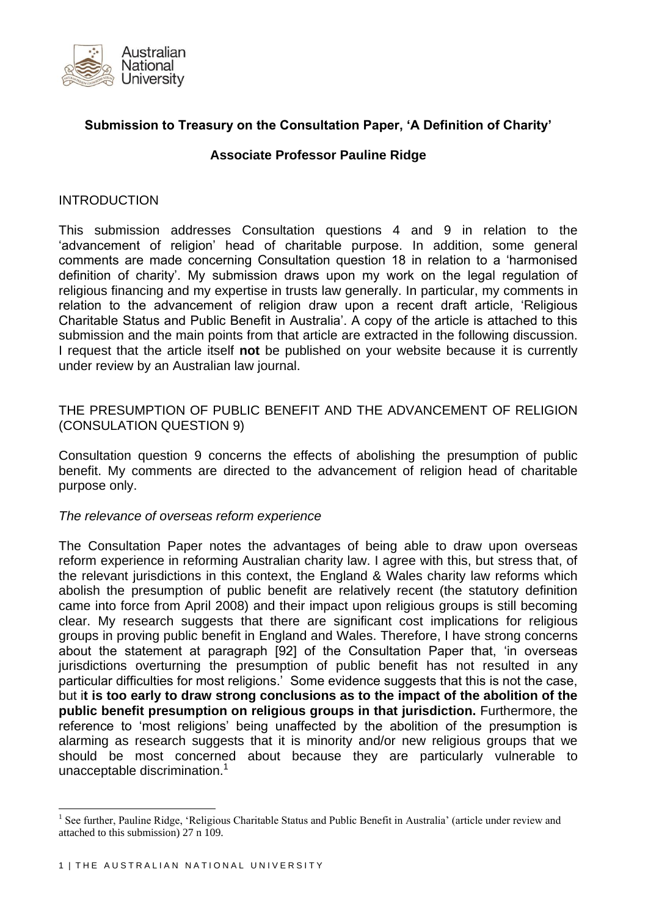**Submission to Treasury on the Consultation Paper, 'A Definition of Charity'**

**Associate Professor Pauline Ridge**

INTRODUCTION

This submission addresses Consultation questions 4 and 9 in relation to the 'advancement of religion' head of charitable purpose. In addition, some general comments are made concerning Consultation question 18 in relation to a 'harmonised definition of charity'. My submission draws upon my work on the legal regulation of religious financing and my expertise in trusts law generally. In particular, my comments in relation to the advancement of religion draw upon a recent draft article, 'Religious Charitable Status and Public Benefit in Australia'. A copy of the article is attached to this submission and the main points from that article are extracted in the following discussion. I request that the article itself **not** be published on your website because it is currently under review by an Australian law journal.

THE PRESUMPTION OF PUBLIC BENEFIT AND THE ADVANCEMENT OF RELIGION (CONSULATION QUESTION 9)

Consultation question 9 concerns the effects of abolishing the presumption of public benefit. My comments are directed to the advancement of religion head of charitable purpose only.

*The relevance of overseas reform experience*

The Consultation Paper notes the advantages of being able to draw upon overseas reform experience in reforming Australian charity law. I agree with this, but stress that, of the relevant jurisdictions in this context, the England & Wales charity law reforms which abolish the presumption of public benefit are relatively recent (the statutory definition came into force from April 2008) and their impact upon religious groups is still becoming clear. My research suggests that there are significant cost implications for religious groups in proving public benefit in England and Wales. Therefore, I have strong concerns about the statement at paragraph [92] of the Consultation Paper that, 'in overseas jurisdictions overturning the presumption of public benefit has not resulted in any particular difficulties for most religions.' Some evidence suggests that this is not the case, but i**t is too early to draw strong conclusions as to the impact of the abolition of the public benefit presumption on religious groups in that jurisdiction.** Furthermore, the reference to 'most religions' being unaffected by the abolition of the presumption is alarming as research suggests that it is minority and/or new religious groups that we should be most concerned about because they are particularly vulnerable to unacceptable discrimination.[1]

---

[1] See further, Pauline Ridge, 'Religious Charitable Status and Public Benefit in Australia' (article under review and attached to this submission) 27 n 109.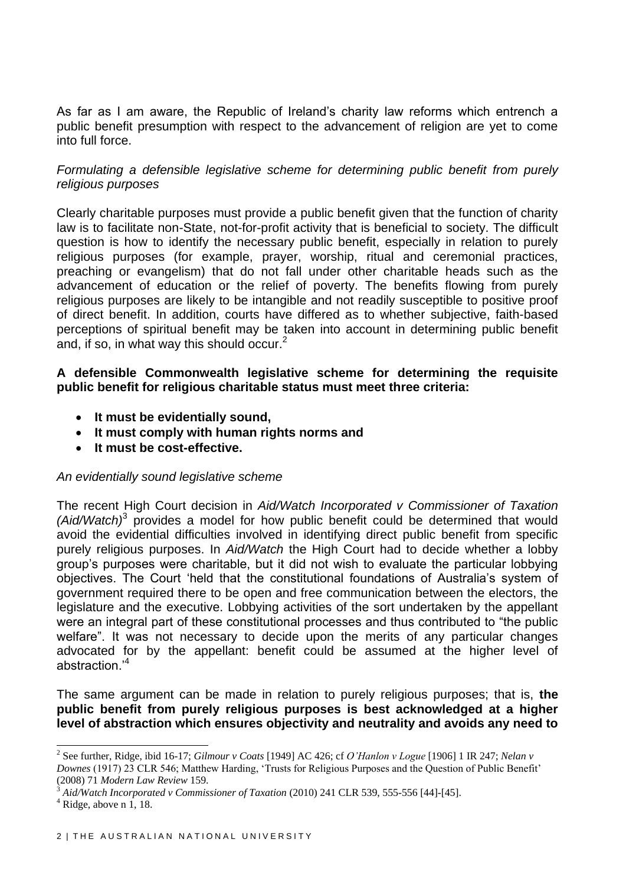As far as I am aware, the Republic of Ireland's charity law reforms which entrench a public benefit presumption with respect to the advancement of religion are yet to come into full force.

*Formulating a defensible legislative scheme for determining public benefit from purely religious purposes*

Clearly charitable purposes must provide a public benefit given that the function of charity law is to facilitate non-State, not-for-profit activity that is beneficial to society. The difficult question is how to identify the necessary public benefit, especially in relation to purely religious purposes (for example, prayer, worship, ritual and ceremonial practices, preaching or evangelism) that do not fall under other charitable heads such as the advancement of education or the relief of poverty. The benefits flowing from purely religious purposes are likely to be intangible and not readily susceptible to positive proof of direct benefit. In addition, courts have differed as to whether subjective, faith-based perceptions of spiritual benefit may be taken into account in determining public benefit and, if so, in what way this should occur.[2]

**A defensible Commonwealth legislative scheme for determining the requisite public benefit for religious charitable status must meet three criteria:**

- **It must be evidentially sound,**
- **It must comply with human rights norms and**
- **It must be cost-effective.**

*An evidentially sound legislative scheme*

The recent High Court decision in *Aid/Watch Incorporated v Commissioner of Taxation (Aid/Watch)*[3] provides a model for how public benefit could be determined that would avoid the evidential difficulties involved in identifying direct public benefit from specific purely religious purposes. In *Aid/Watch* the High Court had to decide whether a lobby group's purposes were charitable, but it did not wish to evaluate the particular lobbying objectives. The Court 'held that the constitutional foundations of Australia's system of government required there to be open and free communication between the electors, the legislature and the executive. Lobbying activities of the sort undertaken by the appellant were an integral part of these constitutional processes and thus contributed to "the public welfare". It was not necessary to decide upon the merits of any particular changes advocated for by the appellant: benefit could be assumed at the higher level of abstraction.'[4]

The same argument can be made in relation to purely religious purposes; that is, **the public benefit from purely religious purposes is best acknowledged at a higher level of abstraction which ensures objectivity and neutrality and avoids any need to**

---

[2] See further, Ridge, ibid 16-17; *Gilmour v Coats* [1949] AC 426; cf *O'Hanlon v Logue* [1906] 1 IR 247; *Nelan v Downes* (1917) 23 CLR 546; Matthew Harding, 'Trusts for Religious Purposes and the Question of Public Benefit' (2008) 71 *Modern Law Review* 159.

[3] *Aid/Watch Incorporated v Commissioner of Taxation* (2010) 241 CLR 539, 555-556 [44]-[45].

[4] Ridge, above n 1, 18.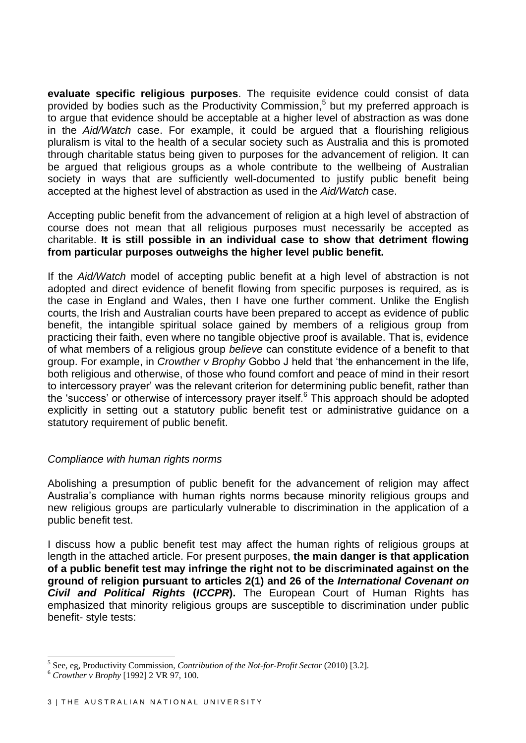**evaluate specific religious purposes**. The requisite evidence could consist of data provided by bodies such as the Productivity Commission,[5] but my preferred approach is to argue that evidence should be acceptable at a higher level of abstraction as was done in the *Aid/Watch* case. For example, it could be argued that a flourishing religious pluralism is vital to the health of a secular society such as Australia and this is promoted through charitable status being given to purposes for the advancement of religion. It can be argued that religious groups as a whole contribute to the wellbeing of Australian society in ways that are sufficiently well-documented to justify public benefit being accepted at the highest level of abstraction as used in the *Aid/Watch* case.

Accepting public benefit from the advancement of religion at a high level of abstraction of course does not mean that all religious purposes must necessarily be accepted as charitable. **It is still possible in an individual case to show that detriment flowing from particular purposes outweighs the higher level public benefit.**

If the *Aid/Watch* model of accepting public benefit at a high level of abstraction is not adopted and direct evidence of benefit flowing from specific purposes is required, as is the case in England and Wales, then I have one further comment. Unlike the English courts, the Irish and Australian courts have been prepared to accept as evidence of public benefit, the intangible spiritual solace gained by members of a religious group from practicing their faith, even where no tangible objective proof is available. That is, evidence of what members of a religious group *believe* can constitute evidence of a benefit to that group. For example, in *Crowther v Brophy* Gobbo J held that 'the enhancement in the life, both religious and otherwise, of those who found comfort and peace of mind in their resort to intercessory prayer' was the relevant criterion for determining public benefit, rather than the 'success' or otherwise of intercessory prayer itself.[6] This approach should be adopted explicitly in setting out a statutory public benefit test or administrative guidance on a statutory requirement of public benefit.

*Compliance with human rights norms*

Abolishing a presumption of public benefit for the advancement of religion may affect Australia's compliance with human rights norms because minority religious groups and new religious groups are particularly vulnerable to discrimination in the application of a public benefit test.

I discuss how a public benefit test may affect the human rights of religious groups at length in the attached article. For present purposes, **the main danger is that application of a public benefit test may infringe the right not to be discriminated against on the ground of religion pursuant to articles 2(1) and 26 of the *International Covenant on Civil and Political Rights* (*ICCPR*).** The European Court of Human Rights has emphasized that minority religious groups are susceptible to discrimination under public benefit- style tests:

---

[5] See, eg, Productivity Commission, *Contribution of the Not-for-Profit Sector* (2010) [3.2].

[6] *Crowther v Brophy* [1992] 2 VR 97, 100.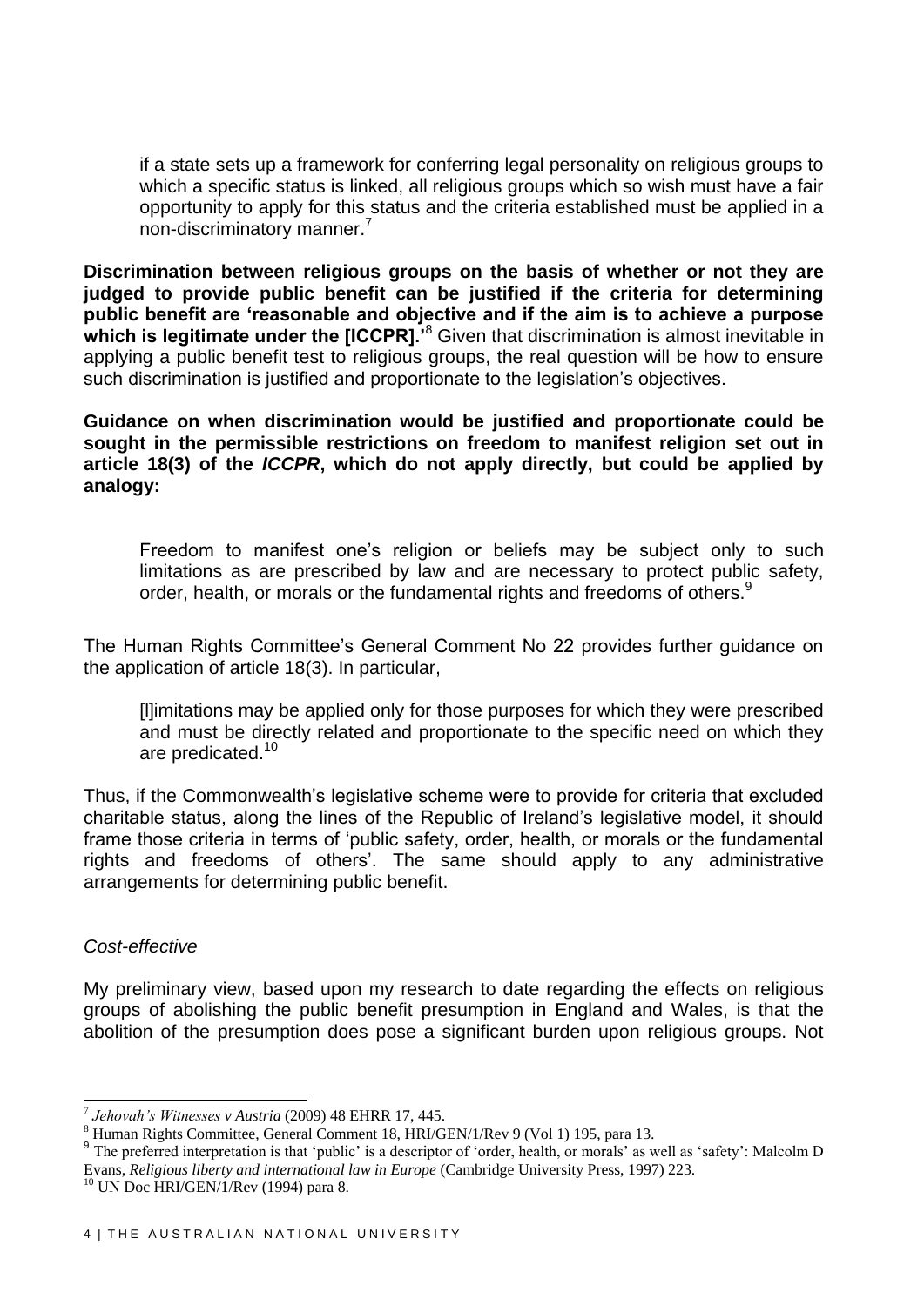> if a state sets up a framework for conferring legal personality on religious groups to which a specific status is linked, all religious groups which so wish must have a fair opportunity to apply for this status and the criteria established must be applied in a non-discriminatory manner.[7]

**Discrimination between religious groups on the basis of whether or not they are judged to provide public benefit can be justified if the criteria for determining public benefit are 'reasonable and objective and if the aim is to achieve a purpose which is legitimate under the [ICCPR].'**[8] Given that discrimination is almost inevitable in applying a public benefit test to religious groups, the real question will be how to ensure such discrimination is justified and proportionate to the legislation's objectives.

**Guidance on when discrimination would be justified and proportionate could be sought in the permissible restrictions on freedom to manifest religion set out in article 18(3) of the *ICCPR*, which do not apply directly, but could be applied by analogy:**

> Freedom to manifest one's religion or beliefs may be subject only to such limitations as are prescribed by law and are necessary to protect public safety, order, health, or morals or the fundamental rights and freedoms of others.[9]

The Human Rights Committee's General Comment No 22 provides further guidance on the application of article 18(3). In particular,

> [l]imitations may be applied only for those purposes for which they were prescribed and must be directly related and proportionate to the specific need on which they are predicated.[10]

Thus, if the Commonwealth's legislative scheme were to provide for criteria that excluded charitable status, along the lines of the Republic of Ireland's legislative model, it should frame those criteria in terms of 'public safety, order, health, or morals or the fundamental rights and freedoms of others'. The same should apply to any administrative arrangements for determining public benefit.

*Cost-effective*

My preliminary view, based upon my research to date regarding the effects on religious groups of abolishing the public benefit presumption in England and Wales, is that the abolition of the presumption does pose a significant burden upon religious groups. Not

---

[7] *Jehovah's Witnesses v Austria* (2009) 48 EHRR 17, 445.

[8] Human Rights Committee, General Comment 18, HRI/GEN/1/Rev 9 (Vol 1) 195, para 13.

[9] The preferred interpretation is that 'public' is a descriptor of 'order, health, or morals' as well as 'safety': Malcolm D Evans, *Religious liberty and international law in Europe* (Cambridge University Press, 1997) 223.

[10] UN Doc HRI/GEN/1/Rev (1994) para 8.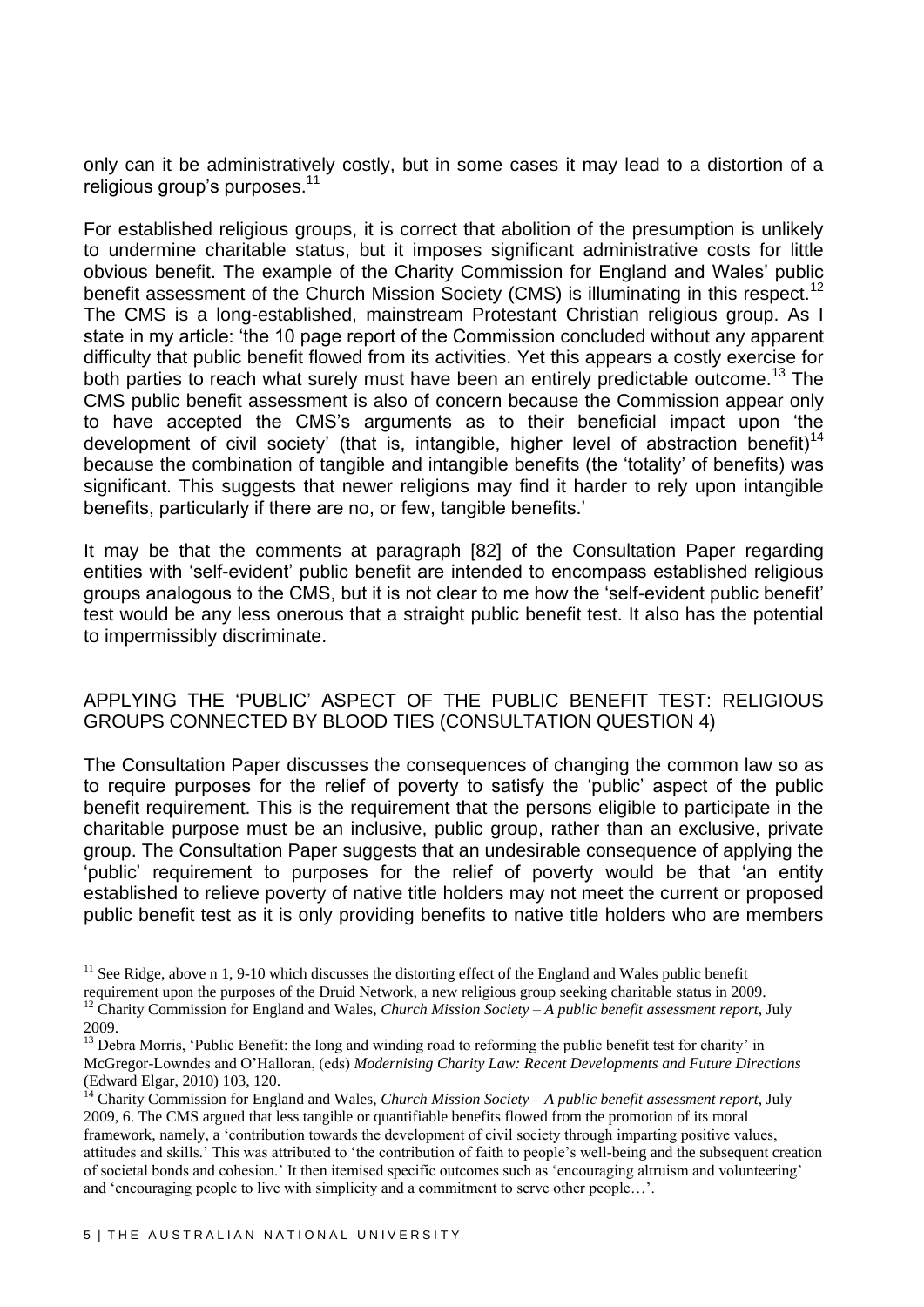only can it be administratively costly, but in some cases it may lead to a distortion of a religious group's purposes.[11]

For established religious groups, it is correct that abolition of the presumption is unlikely to undermine charitable status, but it imposes significant administrative costs for little obvious benefit. The example of the Charity Commission for England and Wales' public benefit assessment of the Church Mission Society (CMS) is illuminating in this respect.[12] The CMS is a long-established, mainstream Protestant Christian religious group. As I state in my article: 'the 10 page report of the Commission concluded without any apparent difficulty that public benefit flowed from its activities. Yet this appears a costly exercise for both parties to reach what surely must have been an entirely predictable outcome.[13] The CMS public benefit assessment is also of concern because the Commission appear only to have accepted the CMS's arguments as to their beneficial impact upon 'the development of civil society' (that is, intangible, higher level of abstraction benefit)[14] because the combination of tangible and intangible benefits (the 'totality' of benefits) was significant. This suggests that newer religions may find it harder to rely upon intangible benefits, particularly if there are no, or few, tangible benefits.'

It may be that the comments at paragraph [82] of the Consultation Paper regarding entities with 'self-evident' public benefit are intended to encompass established religious groups analogous to the CMS, but it is not clear to me how the 'self-evident public benefit' test would be any less onerous that a straight public benefit test. It also has the potential to impermissibly discriminate.

## APPLYING THE 'PUBLIC' ASPECT OF THE PUBLIC BENEFIT TEST: RELIGIOUS GROUPS CONNECTED BY BLOOD TIES (CONSULTATION QUESTION 4)

The Consultation Paper discusses the consequences of changing the common law so as to require purposes for the relief of poverty to satisfy the 'public' aspect of the public benefit requirement. This is the requirement that the persons eligible to participate in the charitable purpose must be an inclusive, public group, rather than an exclusive, private group. The Consultation Paper suggests that an undesirable consequence of applying the 'public' requirement to purposes for the relief of poverty would be that 'an entity established to relieve poverty of native title holders may not meet the current or proposed public benefit test as it is only providing benefits to native title holders who are members

---

[11] See Ridge, above n 1, 9-10 which discusses the distorting effect of the England and Wales public benefit requirement upon the purposes of the Druid Network, a new religious group seeking charitable status in 2009.

[12] Charity Commission for England and Wales, *Church Mission Society – A public benefit assessment report*, July 2009.

[13] Debra Morris, 'Public Benefit: the long and winding road to reforming the public benefit test for charity' in McGregor-Lowndes and O'Halloran, (eds) *Modernising Charity Law: Recent Developments and Future Directions* (Edward Elgar, 2010) 103, 120.

[14] Charity Commission for England and Wales, *Church Mission Society – A public benefit assessment report*, July 2009, 6. The CMS argued that less tangible or quantifiable benefits flowed from the promotion of its moral framework, namely, a 'contribution towards the development of civil society through imparting positive values, attitudes and skills.' This was attributed to 'the contribution of faith to people's well-being and the subsequent creation of societal bonds and cohesion.' It then itemised specific outcomes such as 'encouraging altruism and volunteering' and 'encouraging people to live with simplicity and a commitment to serve other people…'.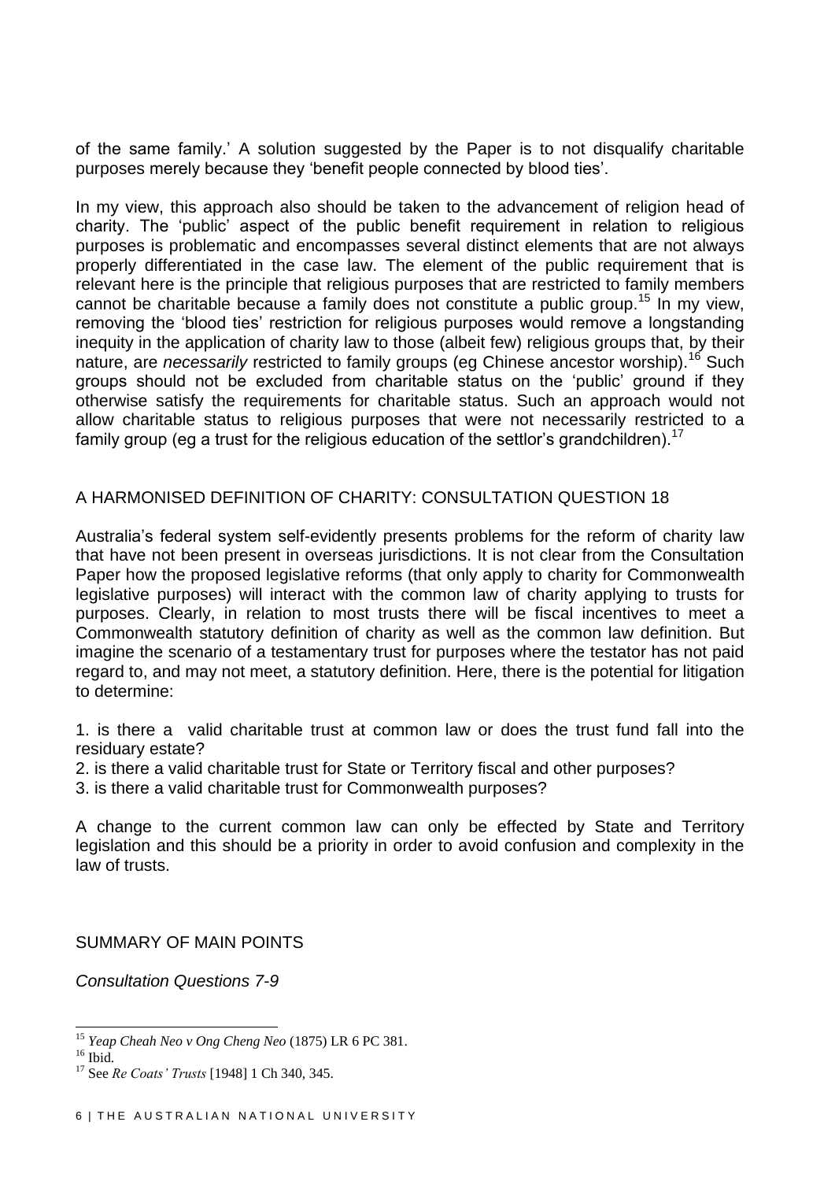of the same family.' A solution suggested by the Paper is to not disqualify charitable purposes merely because they 'benefit people connected by blood ties'.

In my view, this approach also should be taken to the advancement of religion head of charity. The 'public' aspect of the public benefit requirement in relation to religious purposes is problematic and encompasses several distinct elements that are not always properly differentiated in the case law. The element of the public requirement that is relevant here is the principle that religious purposes that are restricted to family members cannot be charitable because a family does not constitute a public group.[15] In my view, removing the 'blood ties' restriction for religious purposes would remove a longstanding inequity in the application of charity law to those (albeit few) religious groups that, by their nature, are *necessarily* restricted to family groups (eg Chinese ancestor worship).[16] Such groups should not be excluded from charitable status on the 'public' ground if they otherwise satisfy the requirements for charitable status. Such an approach would not allow charitable status to religious purposes that were not necessarily restricted to a family group (eg a trust for the religious education of the settlor's grandchildren).[17]

## A HARMONISED DEFINITION OF CHARITY: CONSULTATION QUESTION 18

Australia's federal system self-evidently presents problems for the reform of charity law that have not been present in overseas jurisdictions. It is not clear from the Consultation Paper how the proposed legislative reforms (that only apply to charity for Commonwealth legislative purposes) will interact with the common law of charity applying to trusts for purposes. Clearly, in relation to most trusts there will be fiscal incentives to meet a Commonwealth statutory definition of charity as well as the common law definition. But imagine the scenario of a testamentary trust for purposes where the testator has not paid regard to, and may not meet, a statutory definition. Here, there is the potential for litigation to determine:

1. is there a valid charitable trust at common law or does the trust fund fall into the residuary estate?
2. is there a valid charitable trust for State or Territory fiscal and other purposes?
3. is there a valid charitable trust for Commonwealth purposes?

A change to the current common law can only be effected by State and Territory legislation and this should be a priority in order to avoid confusion and complexity in the law of trusts.

## SUMMARY OF MAIN POINTS

*Consultation Questions 7-9*

---

[15] *Yeap Cheah Neo v Ong Cheng Neo* (1875) LR 6 PC 381.

[16] Ibid.

[17] See *Re Coats' Trusts* [1948] 1 Ch 340, 345.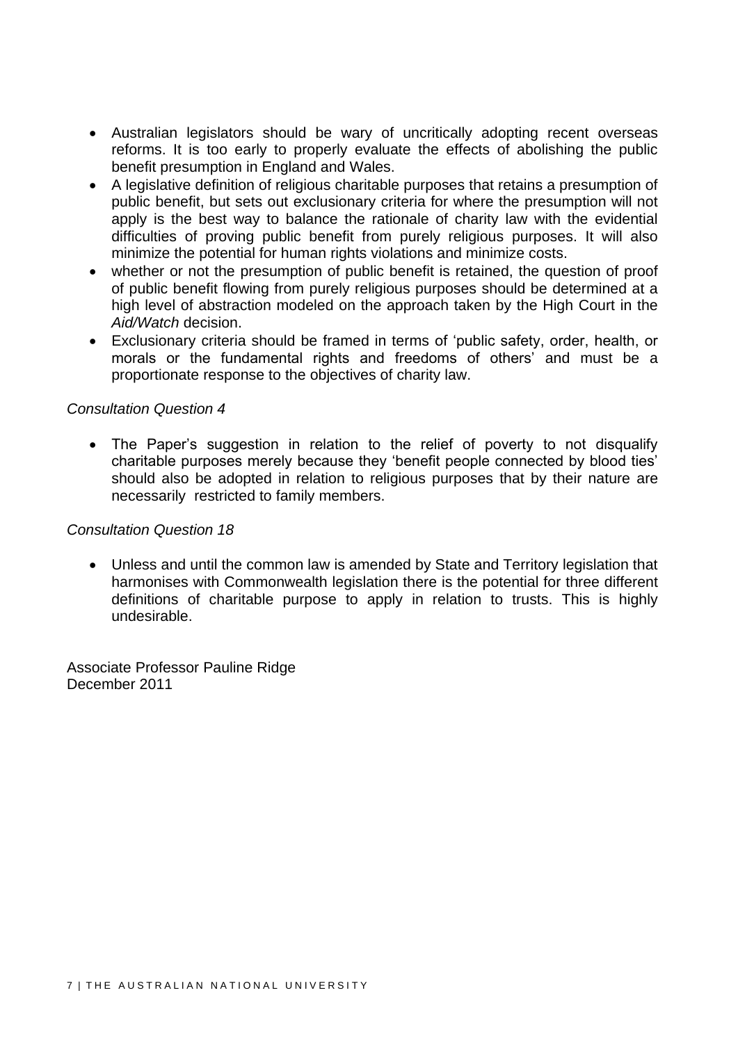- Australian legislators should be wary of uncritically adopting recent overseas reforms. It is too early to properly evaluate the effects of abolishing the public benefit presumption in England and Wales.
- A legislative definition of religious charitable purposes that retains a presumption of public benefit, but sets out exclusionary criteria for where the presumption will not apply is the best way to balance the rationale of charity law with the evidential difficulties of proving public benefit from purely religious purposes. It will also minimize the potential for human rights violations and minimize costs.
- whether or not the presumption of public benefit is retained, the question of proof of public benefit flowing from purely religious purposes should be determined at a high level of abstraction modeled on the approach taken by the High Court in the *Aid/Watch* decision.
- Exclusionary criteria should be framed in terms of 'public safety, order, health, or morals or the fundamental rights and freedoms of others' and must be a proportionate response to the objectives of charity law.

*Consultation Question 4*

- The Paper's suggestion in relation to the relief of poverty to not disqualify charitable purposes merely because they 'benefit people connected by blood ties' should also be adopted in relation to religious purposes that by their nature are necessarily restricted to family members.

*Consultation Question 18*

- Unless and until the common law is amended by State and Territory legislation that harmonises with Commonwealth legislation there is the potential for three different definitions of charitable purpose to apply in relation to trusts. This is highly undesirable.

Associate Professor Pauline Ridge
December 2011